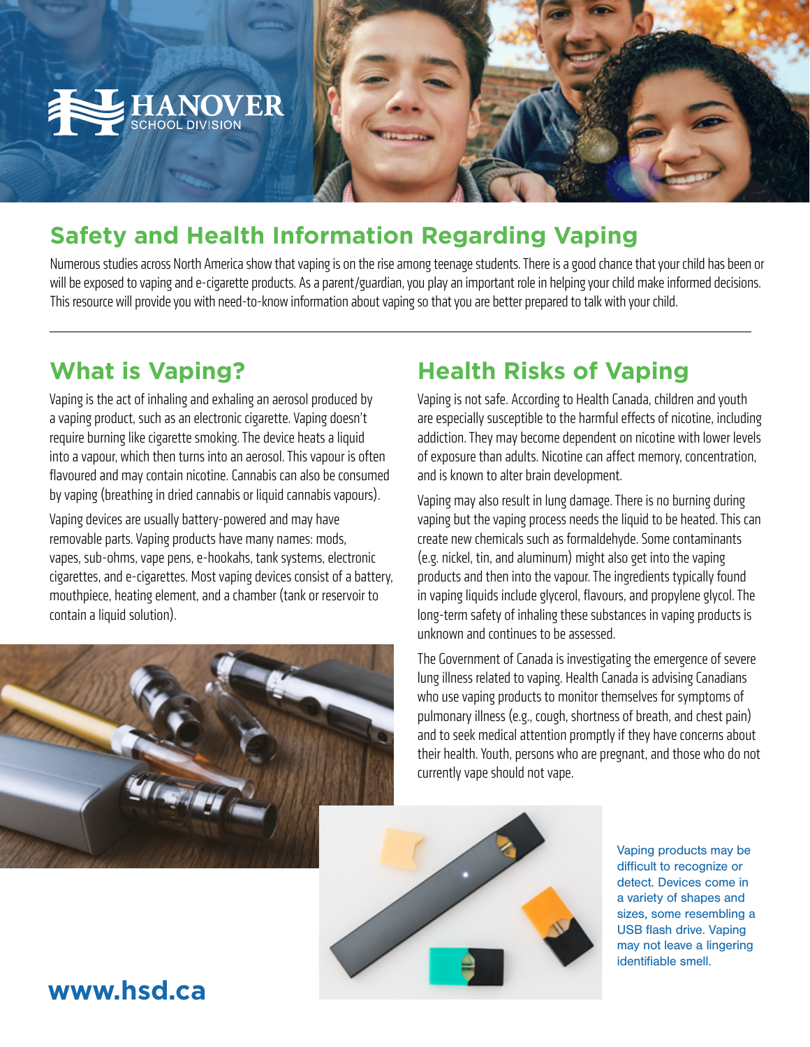HANOVER
SCHOOL DIVISION

## Safety and Health Information Regarding Vaping

Numerous studies across North America show that vaping is on the rise among teenage students. There is a good chance that your child has been or will be exposed to vaping and e-cigarette products. As a parent/guardian, you play an important role in helping your child make informed decisions. This resource will provide you with need-to-know information about vaping so that you are better prepared to talk with your child.

## What is Vaping?

Vaping is the act of inhaling and exhaling an aerosol produced by a vaping product, such as an electronic cigarette. Vaping doesn't require burning like cigarette smoking. The device heats a liquid into a vapour, which then turns into an aerosol. This vapour is often flavoured and may contain nicotine. Cannabis can also be consumed by vaping (breathing in dried cannabis or liquid cannabis vapours).

Vaping devices are usually battery-powered and may have removable parts. Vaping products have many names: mods, vapes, sub-ohms, vape pens, e-hookahs, tank systems, electronic cigarettes, and e-cigarettes. Most vaping devices consist of a battery, mouthpiece, heating element, and a chamber (tank or reservoir to contain a liquid solution).

## Health Risks of Vaping

Vaping is not safe. According to Health Canada, children and youth are especially susceptible to the harmful effects of nicotine, including addiction. They may become dependent on nicotine with lower levels of exposure than adults. Nicotine can affect memory, concentration, and is known to alter brain development.

Vaping may also result in lung damage. There is no burning during vaping but the vaping process needs the liquid to be heated. This can create new chemicals such as formaldehyde. Some contaminants (e.g. nickel, tin, and aluminum) might also get into the vaping products and then into the vapour. The ingredients typically found in vaping liquids include glycerol, flavours, and propylene glycol. The long-term safety of inhaling these substances in vaping products is unknown and continues to be assessed.

The Government of Canada is investigating the emergence of severe lung illness related to vaping. Health Canada is advising Canadians who use vaping products to monitor themselves for symptoms of pulmonary illness (e.g., cough, shortness of breath, and chest pain) and to seek medical attention promptly if they have concerns about their health. Youth, persons who are pregnant, and those who do not currently vape should not vape.

Vaping products may be difficult to recognize or detect. Devices come in a variety of shapes and sizes, some resembling a USB flash drive. Vaping may not leave a lingering identifiable smell.

**www.hsd.ca**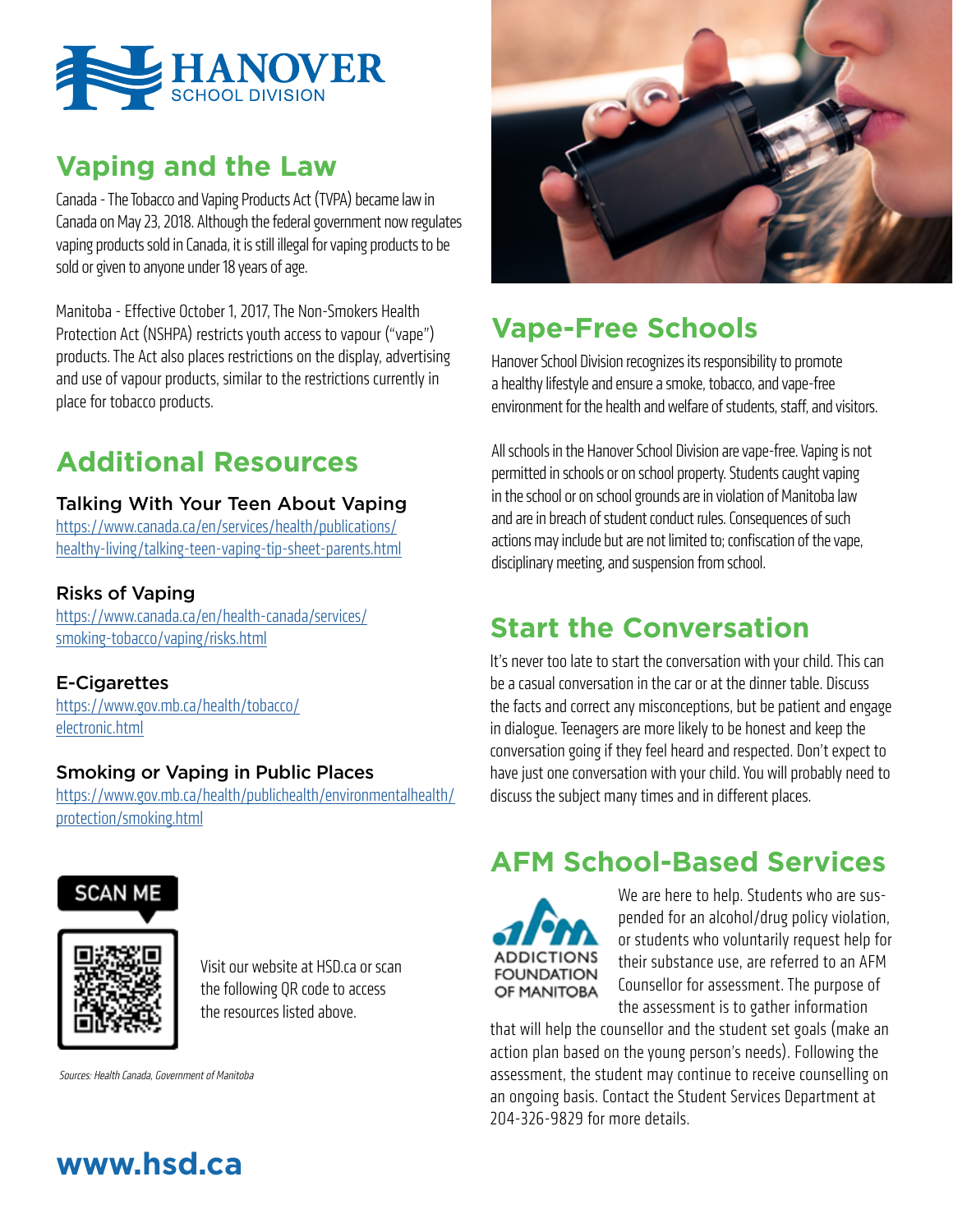HANOVER SCHOOL DIVISION

## Vaping and the Law

Canada - The Tobacco and Vaping Products Act (TVPA) became law in Canada on May 23, 2018. Although the federal government now regulates vaping products sold in Canada, it is still illegal for vaping products to be sold or given to anyone under 18 years of age.

Manitoba - Effective October 1, 2017, The Non-Smokers Health Protection Act (NSHPA) restricts youth access to vapour ("vape") products. The Act also places restrictions on the display, advertising and use of vapour products, similar to the restrictions currently in place for tobacco products.

## Additional Resources

### Talking With Your Teen About Vaping

https://www.canada.ca/en/services/health/publications/healthy-living/talking-teen-vaping-tip-sheet-parents.html

### Risks of Vaping

https://www.canada.ca/en/health-canada/services/smoking-tobacco/vaping/risks.html

### E-Cigarettes

https://www.gov.mb.ca/health/tobacco/electronic.html

### Smoking or Vaping in Public Places

https://www.gov.mb.ca/health/publichealth/environmentalhealth/protection/smoking.html

SCAN ME

Visit our website at HSD.ca or scan the following QR code to access the resources listed above.

*Sources: Health Canada, Government of Manitoba*

## Vape-Free Schools

Hanover School Division recognizes its responsibility to promote a healthy lifestyle and ensure a smoke, tobacco, and vape-free environment for the health and welfare of students, staff, and visitors.

All schools in the Hanover School Division are vape-free. Vaping is not permitted in schools or on school property. Students caught vaping in the school or on school grounds are in violation of Manitoba law and are in breach of student conduct rules. Consequences of such actions may include but are not limited to; confiscation of the vape, disciplinary meeting, and suspension from school.

## Start the Conversation

It's never too late to start the conversation with your child. This can be a casual conversation in the car or at the dinner table. Discuss the facts and correct any misconceptions, but be patient and engage in dialogue. Teenagers are more likely to be honest and keep the conversation going if they feel heard and respected. Don't expect to have just one conversation with your child. You will probably need to discuss the subject many times and in different places.

## AFM School-Based Services

ADDICTIONS FOUNDATION OF MANITOBA

We are here to help. Students who are suspended for an alcohol/drug policy violation, or students who voluntarily request help for their substance use, are referred to an AFM Counsellor for assessment. The purpose of the assessment is to gather information that will help the counsellor and the student set goals (make an action plan based on the young person's needs). Following the assessment, the student may continue to receive counselling on an ongoing basis. Contact the Student Services Department at 204-326-9829 for more details.

**www.hsd.ca**